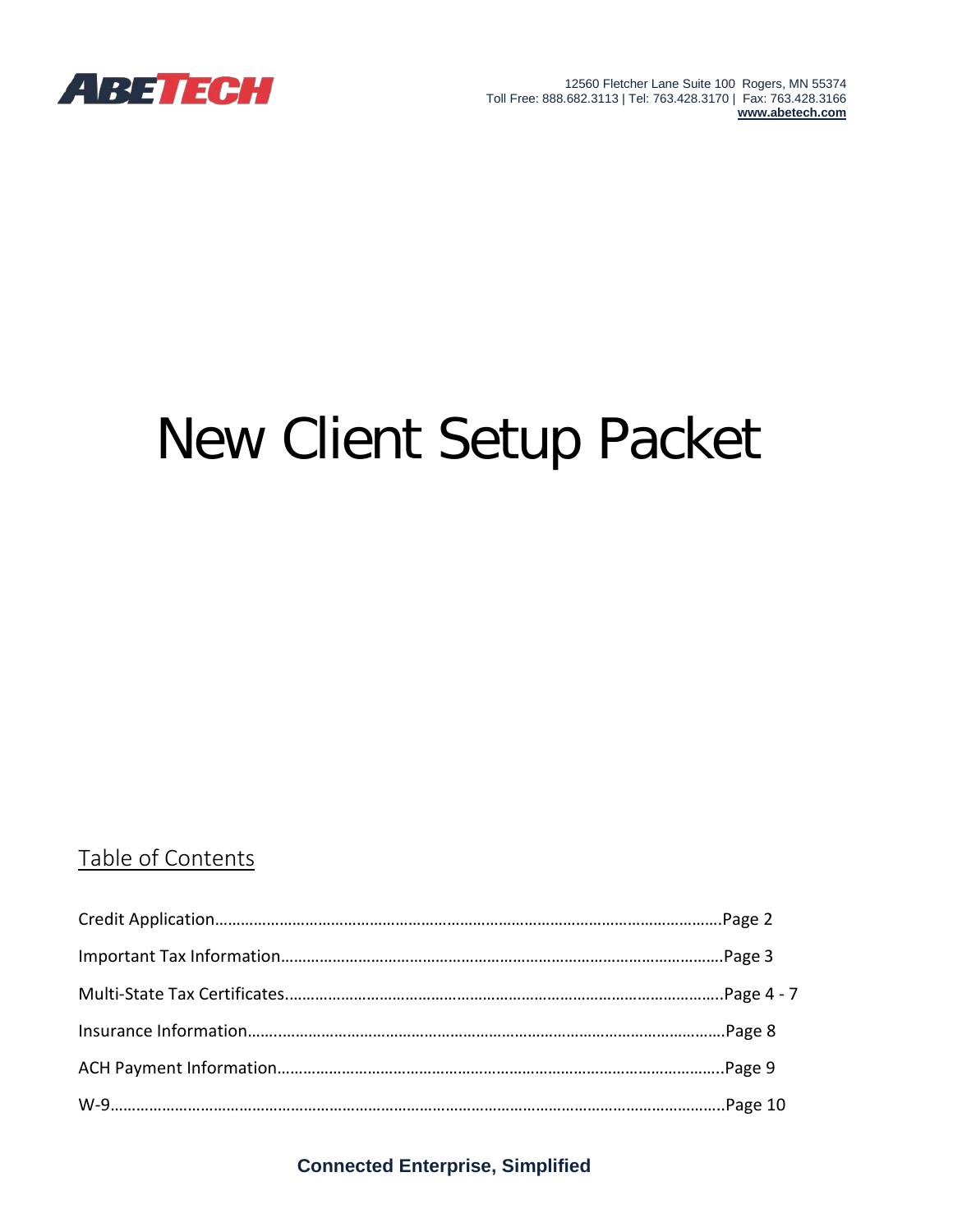ABETECH

12560 Fletcher Lane Suite 100 Rogers, MN 55374
Toll Free: 888.682.3113 | Tel: 763.428.3170 | Fax: 763.428.3166
www.abetech.com

# New Client Setup Packet

## Table of Contents

Credit Application……………………………………………………………………………………………….Page 2

Important Tax Information………………………………………………………………………………….Page 3

Multi-State Tax Certificates……………………………………………………………………………….Page 4 - 7

Insurance Information………………………………………………………………………………………..Page 8

ACH Payment Information………………………………………………………………………………….Page 9

W-9……………………………………………………………………………………………………………………….Page 10

**Connected Enterprise, Simplified**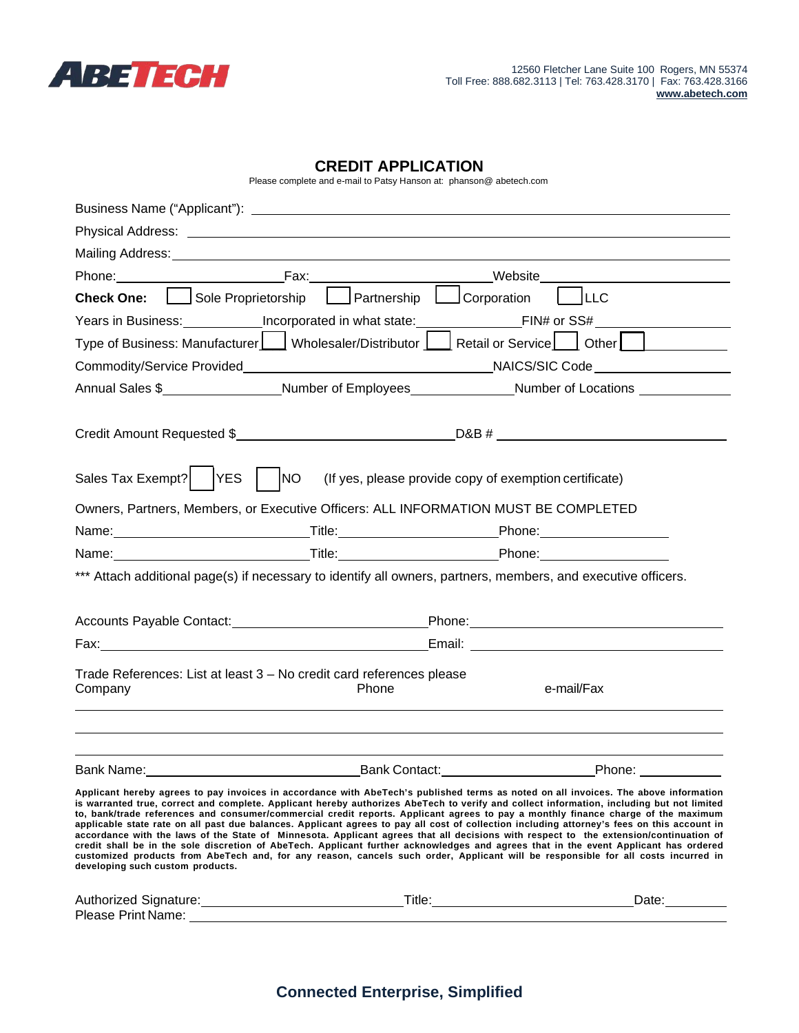ABETECH

12560 Fletcher Lane Suite 100 Rogers, MN 55374
Toll Free: 888.682.3113 | Tel: 763.428.3170 | Fax: 763.428.3166
**www.abetech.com**

# CREDIT APPLICATION

Please complete and e-mail to Patsy Hanson at: phanson@ abetech.com

Business Name ("Applicant"): ______________________________

Physical Address: ______________________________

Mailing Address: ______________________________

Phone: ____________ Fax: ____________ Website ____________

**Check One:** ☐ Sole Proprietorship ☐ Partnership ☐ Corporation ☐ LLC

Years in Business: ________ Incorporated in what state: ________ FIN# or SS# ________

Type of Business: Manufacturer ☐ Wholesaler/Distributor ☐ Retail or Service ☐ Other ☐ ________

Commodity/Service Provided ____________ NAICS/SIC Code ____________

Annual Sales $ ________ Number of Employees ________ Number of Locations ________

Credit Amount Requested $ ____________ D&B # ____________

Sales Tax Exempt? ☐ YES ☐ NO (If yes, please provide copy of exemption certificate)

Owners, Partners, Members, or Executive Officers: ALL INFORMATION MUST BE COMPLETED

Name: ____________ Title: ____________ Phone: ____________

Name: ____________ Title: ____________ Phone: ____________

*** Attach additional page(s) if necessary to identify all owners, partners, members, and executive officers.

Accounts Payable Contact: ____________ Phone: ____________

Fax: ____________ Email: ____________

Trade References: List at least 3 – No credit card references please

| Company | Phone | e-mail/Fax |
|---|---|---|
| | | |
| | | |
| | | |

Bank Name: ____________ Bank Contact: ____________ Phone: ____________

**Applicant hereby agrees to pay invoices in accordance with AbeTech's published terms as noted on all invoices. The above information is warranted true, correct and complete. Applicant hereby authorizes AbeTech to verify and collect information, including but not limited to, bank/trade references and consumer/commercial credit reports. Applicant agrees to pay a monthly finance charge of the maximum applicable state rate on all past due balances. Applicant agrees to pay all cost of collection including attorney's fees on this account in accordance with the laws of the State of Minnesota. Applicant agrees that all decisions with respect to the extension/continuation of credit shall be in the sole discretion of AbeTech. Applicant further acknowledges and agrees that in the event Applicant has ordered customized products from AbeTech and, for any reason, cancels such order, Applicant will be responsible for all costs incurred in developing such custom products.**

Authorized Signature: ____________ Title: ____________ Date: ________

Please Print Name: ____________

**Connected Enterprise, Simplified**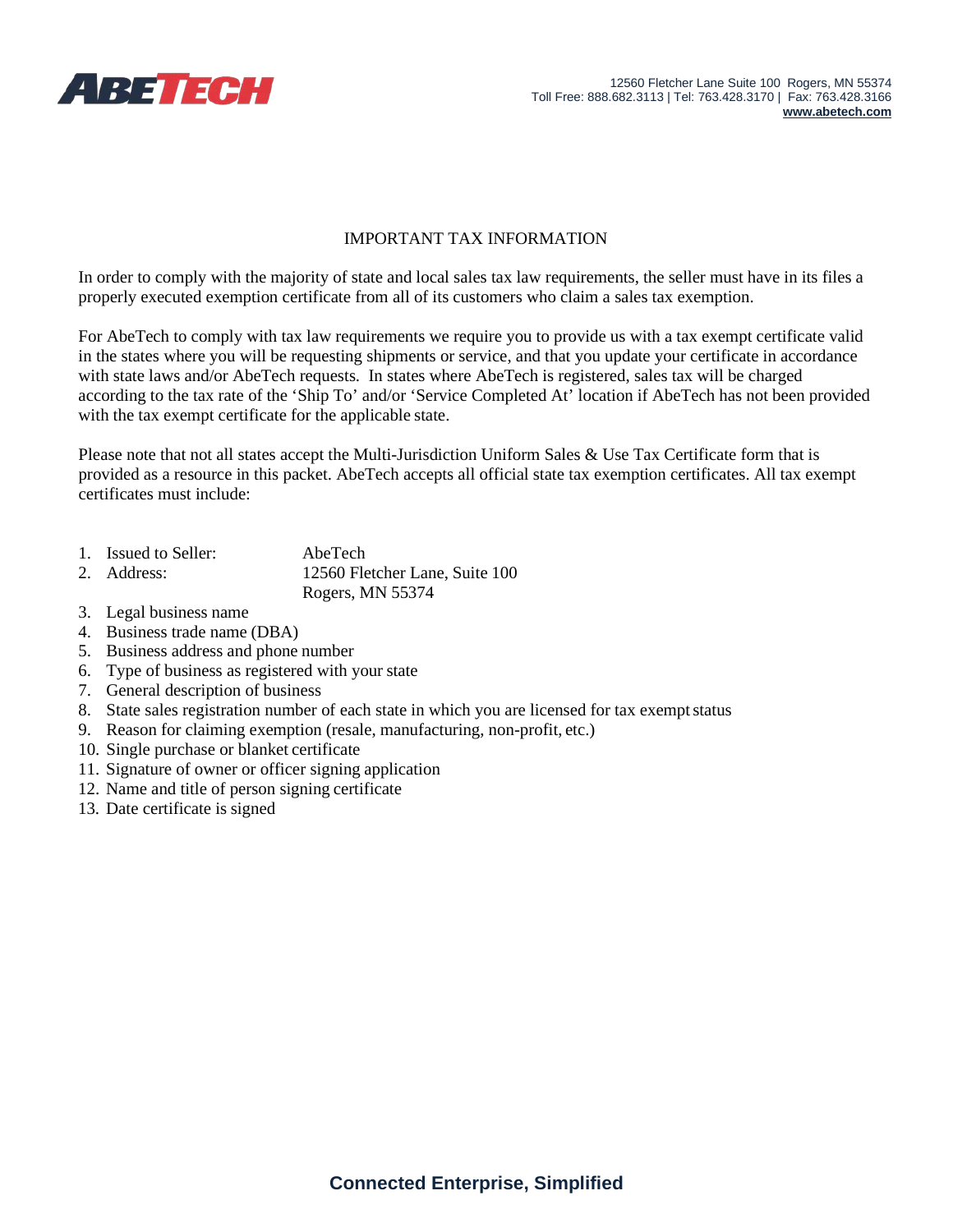# IMPORTANT TAX INFORMATION

In order to comply with the majority of state and local sales tax law requirements, the seller must have in its files a properly executed exemption certificate from all of its customers who claim a sales tax exemption.

For AbeTech to comply with tax law requirements we require you to provide us with a tax exempt certificate valid in the states where you will be requesting shipments or service, and that you update your certificate in accordance with state laws and/or AbeTech requests. In states where AbeTech is registered, sales tax will be charged according to the tax rate of the 'Ship To' and/or 'Service Completed At' location if AbeTech has not been provided with the tax exempt certificate for the applicable state.

Please note that not all states accept the Multi-Jurisdiction Uniform Sales & Use Tax Certificate form that is provided as a resource in this packet. AbeTech accepts all official state tax exemption certificates. All tax exempt certificates must include:

1. Issued to Seller: AbeTech
2. Address: 12560 Fletcher Lane, Suite 100
   Rogers, MN 55374
3. Legal business name
4. Business trade name (DBA)
5. Business address and phone number
6. Type of business as registered with your state
7. General description of business
8. State sales registration number of each state in which you are licensed for tax exempt status
9. Reason for claiming exemption (resale, manufacturing, non-profit, etc.)
10. Single purchase or blanket certificate
11. Signature of owner or officer signing application
12. Name and title of person signing certificate
13. Date certificate is signed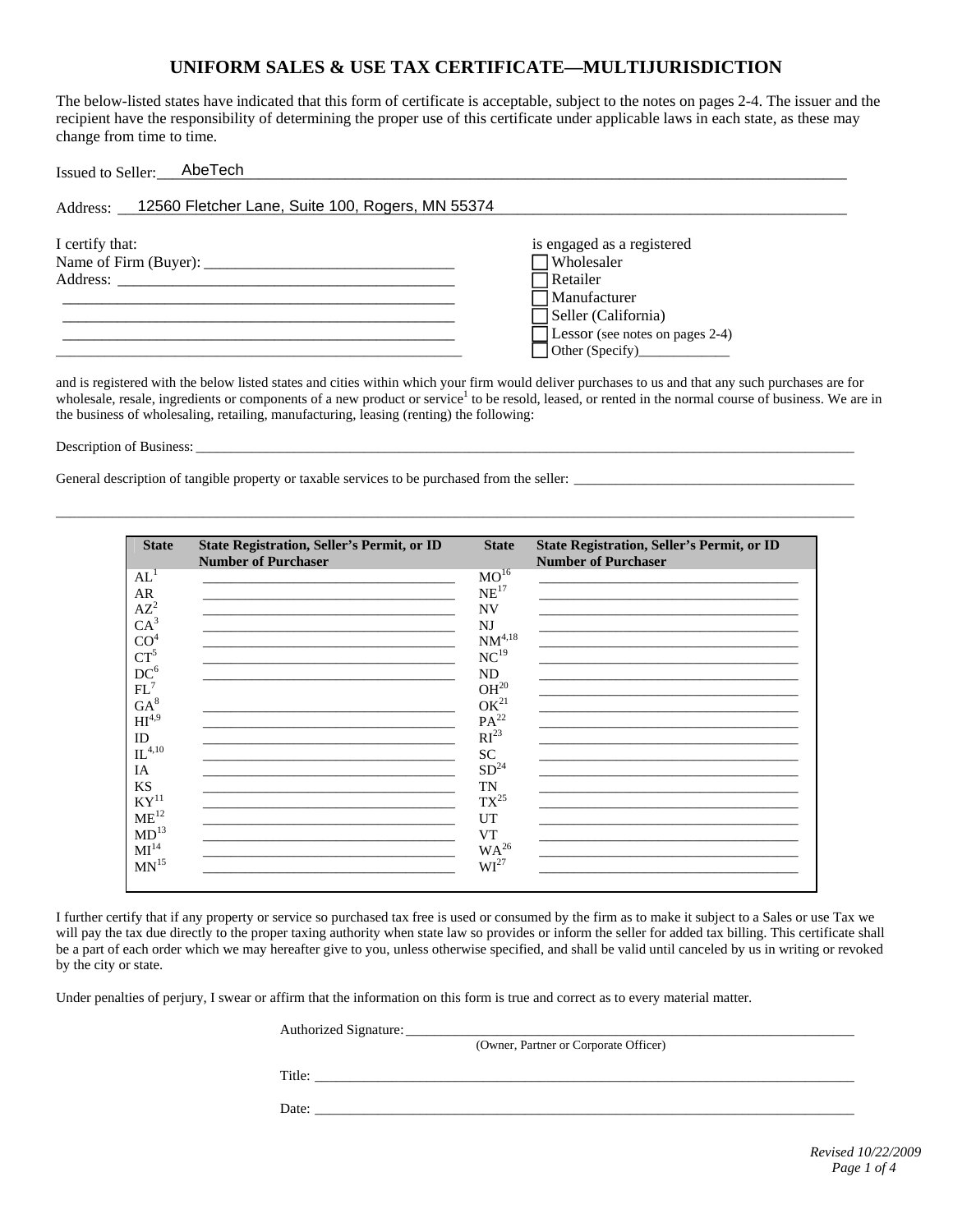# UNIFORM SALES & USE TAX CERTIFICATE—MULTIJURISDICTION

The below-listed states have indicated that this form of certificate is acceptable, subject to the notes on pages 2-4. The issuer and the recipient have the responsibility of determining the proper use of this certificate under applicable laws in each state, as these may change from time to time.

Issued to Seller: AbeTech

Address: 12560 Fletcher Lane, Suite 100, Rogers, MN 55374

I certify that:

Name of Firm (Buyer): ______________________________

Address: ______________________________________________

______________________________________________

______________________________________________

______________________________________________

______________________________________________

is engaged as a registered

- ☐ Wholesaler
- ☐ Retailer
- ☐ Manufacturer
- ☐ Seller (California)
- ☐ Lessor (see notes on pages 2-4)
- ☐ Other (Specify)____________

and is registered with the below listed states and cities within which your firm would deliver purchases to us and that any such purchases are for wholesale, resale, ingredients or components of a new product or service[1] to be resold, leased, or rented in the normal course of business. We are in the business of wholesaling, retailing, manufacturing, leasing (renting) the following:

Description of Business: ______________________________________________________________________

General description of tangible property or taxable services to be purchased from the seller: ______________________________

______________________________________________________________________________________________

| State | State Registration, Seller's Permit, or ID Number of Purchaser | State | State Registration, Seller's Permit, or ID Number of Purchaser |
|---|---|---|---|
| AL[1] | | MO[16] | |
| AR | | NE[17] | |
| AZ[2] | | NV | |
| CA[3] | | NJ | |
| CO[4] | | NM[4,18] | |
| CT[5] | | NC[19] | |
| DC[6] | | ND | |
| FL[7] | | OH[20] | |
| GA[8] | | OK[21] | |
| HI[4,9] | | PA[22] | |
| ID | | RI[23] | |
| IL[4,10] | | SC | |
| IA | | SD[24] | |
| KS | | TN | |
| KY[11] | | TX[25] | |
| ME[12] | | UT | |
| MD[13] | | VT | |
| MI[14] | | WA[26] | |
| MN[15] | | WI[27] | |

I further certify that if any property or service so purchased tax free is used or consumed by the firm as to make it subject to a Sales or use Tax we will pay the tax due directly to the proper taxing authority when state law so provides or inform the seller for added tax billing. This certificate shall be a part of each order which we may hereafter give to you, unless otherwise specified, and shall be valid until canceled by us in writing or revoked by the city or state.

Under penalties of perjury, I swear or affirm that the information on this form is true and correct as to every material matter.

Authorized Signature: ______________________________________________
(Owner, Partner or Corporate Officer)

Title: ______________________________________________

Date: ______________________________________________

*Revised 10/22/2009*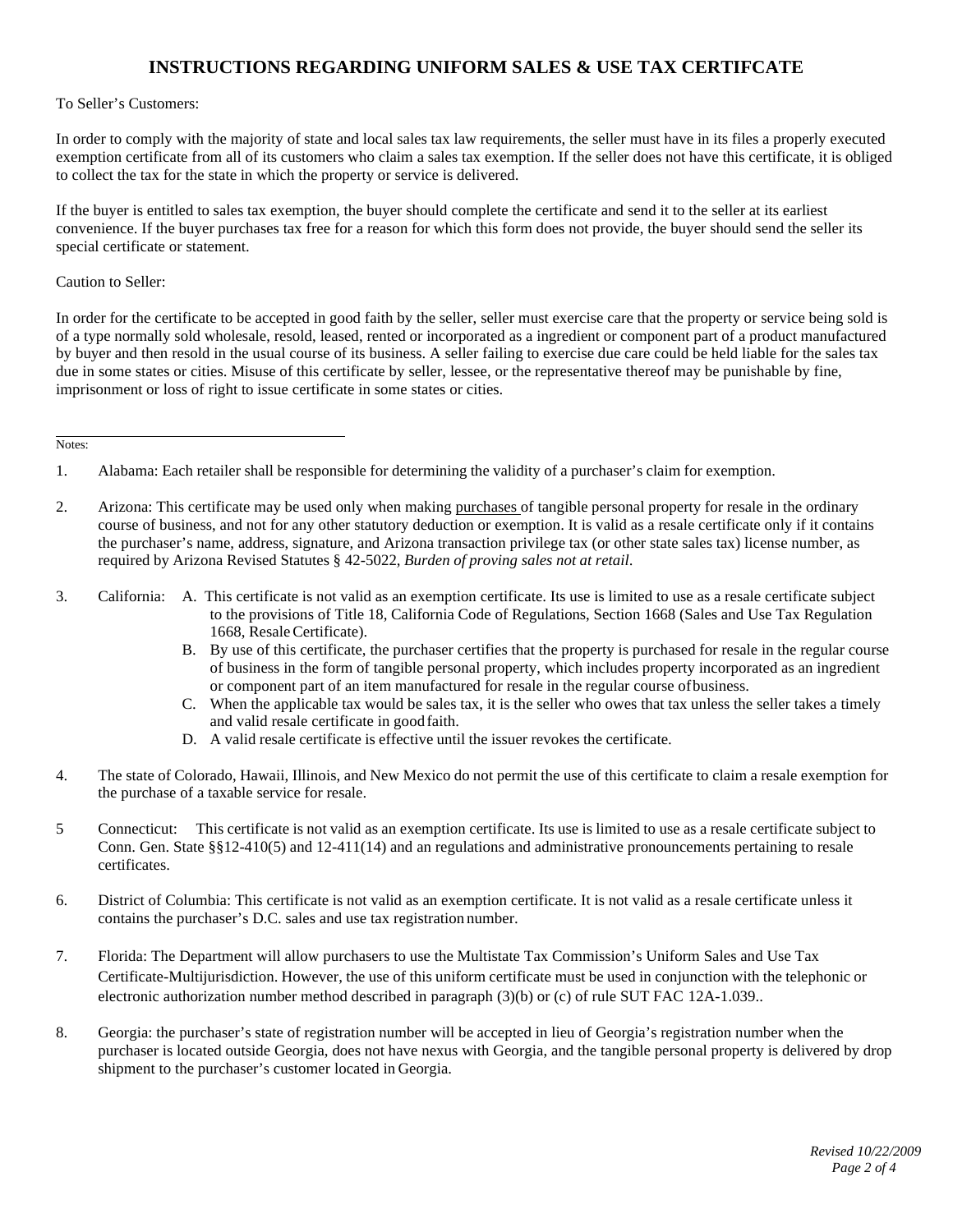# INSTRUCTIONS REGARDING UNIFORM SALES & USE TAX CERTIFCATE

To Seller's Customers:

In order to comply with the majority of state and local sales tax law requirements, the seller must have in its files a properly executed exemption certificate from all of its customers who claim a sales tax exemption. If the seller does not have this certificate, it is obliged to collect the tax for the state in which the property or service is delivered.

If the buyer is entitled to sales tax exemption, the buyer should complete the certificate and send it to the seller at its earliest convenience. If the buyer purchases tax free for a reason for which this form does not provide, the buyer should send the seller its special certificate or statement.

Caution to Seller:

In order for the certificate to be accepted in good faith by the seller, seller must exercise care that the property or service being sold is of a type normally sold wholesale, resold, leased, rented or incorporated as a ingredient or component part of a product manufactured by buyer and then resold in the usual course of its business. A seller failing to exercise due care could be held liable for the sales tax due in some states or cities. Misuse of this certificate by seller, lessee, or the representative thereof may be punishable by fine, imprisonment or loss of right to issue certificate in some states or cities.

---

Notes:

1. Alabama: Each retailer shall be responsible for determining the validity of a purchaser's claim for exemption.

2. Arizona: This certificate may be used only when making purchases of tangible personal property for resale in the ordinary course of business, and not for any other statutory deduction or exemption. It is valid as a resale certificate only if it contains the purchaser's name, address, signature, and Arizona transaction privilege tax (or other state sales tax) license number, as required by Arizona Revised Statutes § 42-5022, *Burden of proving sales not at retail*.

3. California:
   A. This certificate is not valid as an exemption certificate. Its use is limited to use as a resale certificate subject to the provisions of Title 18, California Code of Regulations, Section 1668 (Sales and Use Tax Regulation 1668, Resale Certificate).
   B. By use of this certificate, the purchaser certifies that the property is purchased for resale in the regular course of business in the form of tangible personal property, which includes property incorporated as an ingredient or component part of an item manufactured for resale in the regular course of business.
   C. When the applicable tax would be sales tax, it is the seller who owes that tax unless the seller takes a timely and valid resale certificate in good faith.
   D. A valid resale certificate is effective until the issuer revokes the certificate.

4. The state of Colorado, Hawaii, Illinois, and New Mexico do not permit the use of this certificate to claim a resale exemption for the purchase of a taxable service for resale.

5. Connecticut: This certificate is not valid as an exemption certificate. Its use is limited to use as a resale certificate subject to Conn. Gen. State §§12-410(5) and 12-411(14) and an regulations and administrative pronouncements pertaining to resale certificates.

6. District of Columbia: This certificate is not valid as an exemption certificate. It is not valid as a resale certificate unless it contains the purchaser's D.C. sales and use tax registration number.

7. Florida: The Department will allow purchasers to use the Multistate Tax Commission's Uniform Sales and Use Tax Certificate-Multijurisdiction. However, the use of this uniform certificate must be used in conjunction with the telephonic or electronic authorization number method described in paragraph (3)(b) or (c) of rule SUT FAC 12A-1.039..

8. Georgia: the purchaser's state of registration number will be accepted in lieu of Georgia's registration number when the purchaser is located outside Georgia, does not have nexus with Georgia, and the tangible personal property is delivered by drop shipment to the purchaser's customer located in Georgia.

*Revised 10/22/2009*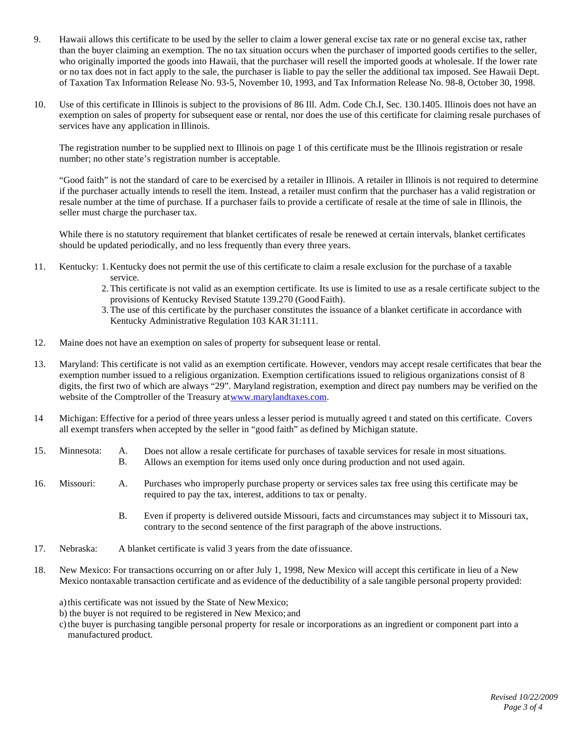9. Hawaii allows this certificate to be used by the seller to claim a lower general excise tax rate or no general excise tax, rather than the buyer claiming an exemption. The no tax situation occurs when the purchaser of imported goods certifies to the seller, who originally imported the goods into Hawaii, that the purchaser will resell the imported goods at wholesale. If the lower rate or no tax does not in fact apply to the sale, the purchaser is liable to pay the seller the additional tax imposed. See Hawaii Dept. of Taxation Tax Information Release No. 93-5, November 10, 1993, and Tax Information Release No. 98-8, October 30, 1998.

10. Use of this certificate in Illinois is subject to the provisions of 86 Ill. Adm. Code Ch.I, Sec. 130.1405. Illinois does not have an exemption on sales of property for subsequent ease or rental, nor does the use of this certificate for claiming resale purchases of services have any application in Illinois.

    The registration number to be supplied next to Illinois on page 1 of this certificate must be the Illinois registration or resale number; no other state's registration number is acceptable.

    "Good faith" is not the standard of care to be exercised by a retailer in Illinois. A retailer in Illinois is not required to determine if the purchaser actually intends to resell the item. Instead, a retailer must confirm that the purchaser has a valid registration or resale number at the time of purchase. If a purchaser fails to provide a certificate of resale at the time of sale in Illinois, the seller must charge the purchaser tax.

    While there is no statutory requirement that blanket certificates of resale be renewed at certain intervals, blanket certificates should be updated periodically, and no less frequently than every three years.

11. Kentucky:
    1. Kentucky does not permit the use of this certificate to claim a resale exclusion for the purchase of a taxable service.
    2. This certificate is not valid as an exemption certificate. Its use is limited to use as a resale certificate subject to the provisions of Kentucky Revised Statute 139.270 (Good Faith).
    3. The use of this certificate by the purchaser constitutes the issuance of a blanket certificate in accordance with Kentucky Administrative Regulation 103 KAR 31:111.

12. Maine does not have an exemption on sales of property for subsequent lease or rental.

13. Maryland: This certificate is not valid as an exemption certificate. However, vendors may accept resale certificates that bear the exemption number issued to a religious organization. Exemption certifications issued to religious organizations consist of 8 digits, the first two of which are always "29". Maryland registration, exemption and direct pay numbers may be verified on the website of the Comptroller of the Treasury at www.marylandtaxes.com.

14 Michigan: Effective for a period of three years unless a lesser period is mutually agreed t and stated on this certificate. Covers all exempt transfers when accepted by the seller in "good faith" as defined by Michigan statute.

15. Minnesota:
    A. Does not allow a resale certificate for purchases of taxable services for resale in most situations.
    B. Allows an exemption for items used only once during production and not used again.

16. Missouri:
    A. Purchases who improperly purchase property or services sales tax free using this certificate may be required to pay the tax, interest, additions to tax or penalty.
    B. Even if property is delivered outside Missouri, facts and circumstances may subject it to Missouri tax, contrary to the second sentence of the first paragraph of the above instructions.

17. Nebraska: A blanket certificate is valid 3 years from the date of issuance.

18. New Mexico: For transactions occurring on or after July 1, 1998, New Mexico will accept this certificate in lieu of a New Mexico nontaxable transaction certificate and as evidence of the deductibility of a sale tangible personal property provided:

    a) this certificate was not issued by the State of New Mexico;
    b) the buyer is not required to be registered in New Mexico; and
    c) the buyer is purchasing tangible personal property for resale or incorporations as an ingredient or component part into a manufactured product.

*Revised 10/22/2009*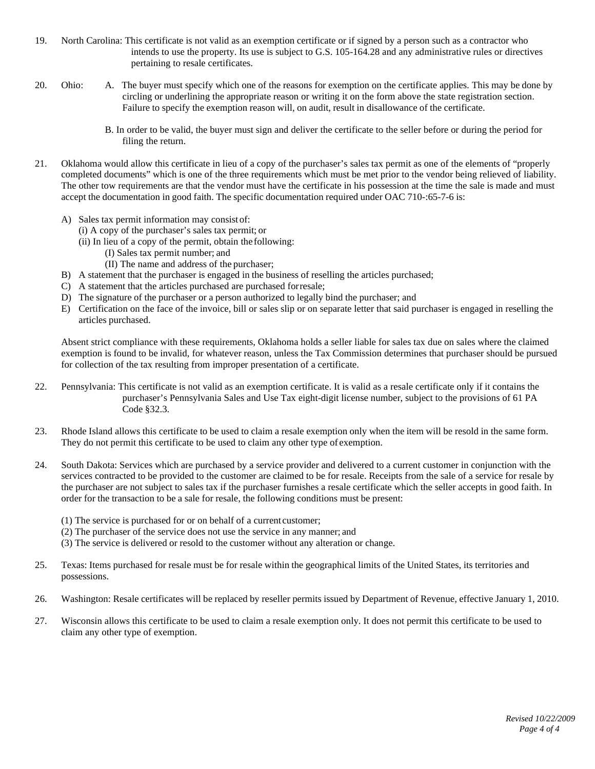19. North Carolina: This certificate is not valid as an exemption certificate or if signed by a person such as a contractor who intends to use the property. Its use is subject to G.S. 105-164.28 and any administrative rules or directives pertaining to resale certificates.

20. Ohio:
    A. The buyer must specify which one of the reasons for exemption on the certificate applies. This may be done by circling or underlining the appropriate reason or writing it on the form above the state registration section. Failure to specify the exemption reason will, on audit, result in disallowance of the certificate.

    B. In order to be valid, the buyer must sign and deliver the certificate to the seller before or during the period for filing the return.

21. Oklahoma would allow this certificate in lieu of a copy of the purchaser's sales tax permit as one of the elements of "properly completed documents" which is one of the three requirements which must be met prior to the vendor being relieved of liability. The other tow requirements are that the vendor must have the certificate in his possession at the time the sale is made and must accept the documentation in good faith. The specific documentation required under OAC 710-:65-7-6 is:

    A) Sales tax permit information may consist of:
       (i) A copy of the purchaser's sales tax permit; or
       (ii) In lieu of a copy of the permit, obtain the following:
          (I) Sales tax permit number; and
          (II) The name and address of the purchaser;
    B) A statement that the purchaser is engaged in the business of reselling the articles purchased;
    C) A statement that the articles purchased are purchased for resale;
    D) The signature of the purchaser or a person authorized to legally bind the purchaser; and
    E) Certification on the face of the invoice, bill or sales slip or on separate letter that said purchaser is engaged in reselling the articles purchased.

    Absent strict compliance with these requirements, Oklahoma holds a seller liable for sales tax due on sales where the claimed exemption is found to be invalid, for whatever reason, unless the Tax Commission determines that purchaser should be pursued for collection of the tax resulting from improper presentation of a certificate.

22. Pennsylvania: This certificate is not valid as an exemption certificate. It is valid as a resale certificate only if it contains the purchaser's Pennsylvania Sales and Use Tax eight-digit license number, subject to the provisions of 61 PA Code §32.3.

23. Rhode Island allows this certificate to be used to claim a resale exemption only when the item will be resold in the same form. They do not permit this certificate to be used to claim any other type of exemption.

24. South Dakota: Services which are purchased by a service provider and delivered to a current customer in conjunction with the services contracted to be provided to the customer are claimed to be for resale. Receipts from the sale of a service for resale by the purchaser are not subject to sales tax if the purchaser furnishes a resale certificate which the seller accepts in good faith. In order for the transaction to be a sale for resale, the following conditions must be present:

    (1) The service is purchased for or on behalf of a current customer;
    (2) The purchaser of the service does not use the service in any manner; and
    (3) The service is delivered or resold to the customer without any alteration or change.

25. Texas: Items purchased for resale must be for resale within the geographical limits of the United States, its territories and possessions.

26. Washington: Resale certificates will be replaced by reseller permits issued by Department of Revenue, effective January 1, 2010.

27. Wisconsin allows this certificate to be used to claim a resale exemption only. It does not permit this certificate to be used to claim any other type of exemption.

*Revised 10/22/2009*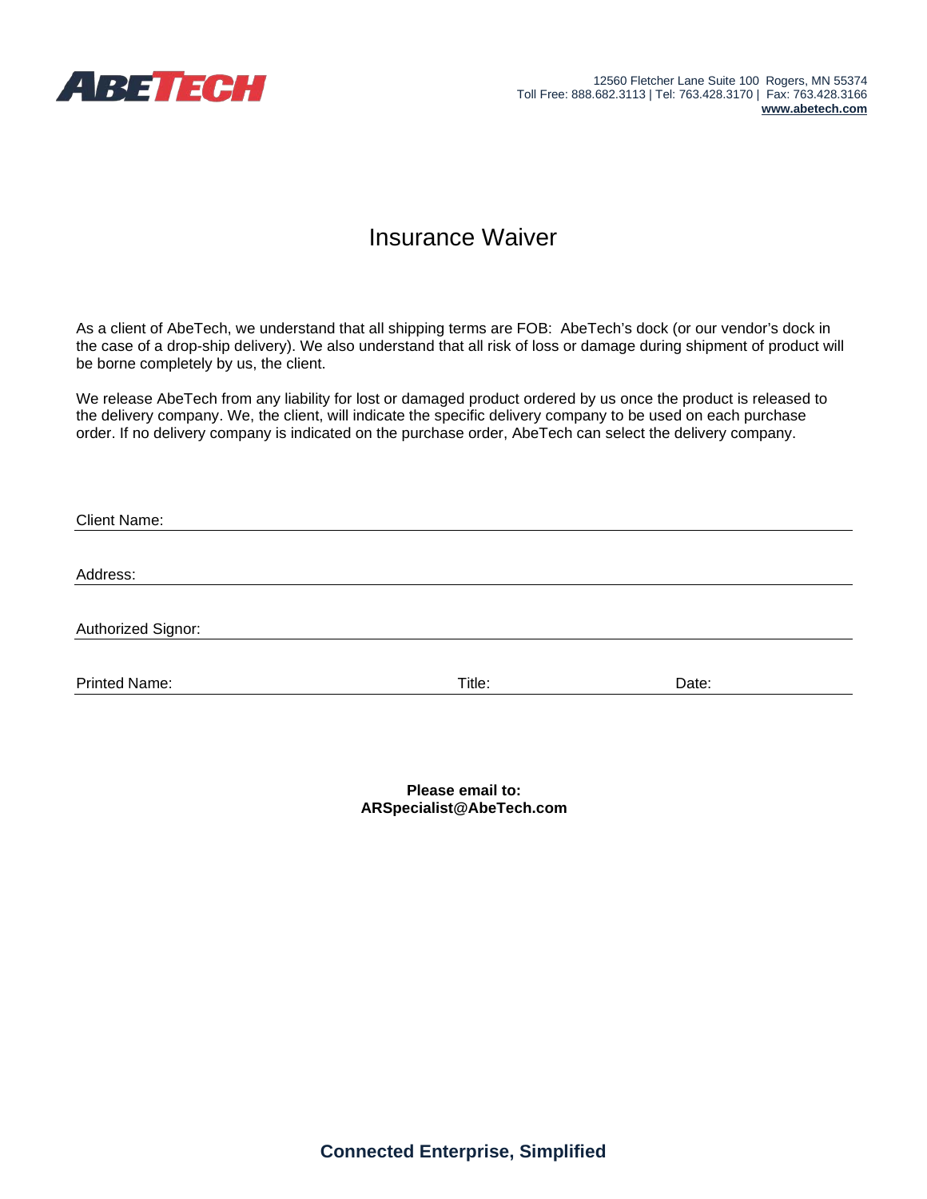ABETECH

12560 Fletcher Lane Suite 100 Rogers, MN 55374
Toll Free: 888.682.3113 | Tel: 763.428.3170 | Fax: 763.428.3166
**www.abetech.com**

# Insurance Waiver

As a client of AbeTech, we understand that all shipping terms are FOB: AbeTech's dock (or our vendor's dock in the case of a drop-ship delivery). We also understand that all risk of loss or damage during shipment of product will be borne completely by us, the client.

We release AbeTech from any liability for lost or damaged product ordered by us once the product is released to the delivery company. We, the client, will indicate the specific delivery company to be used on each purchase order. If no delivery company is indicated on the purchase order, AbeTech can select the delivery company.

Client Name: ______________________________________________

Address: ______________________________________________

Authorized Signor: ______________________________________________

Printed Name: ____________________ Title: ____________________ Date: ____________________

**Please email to:**
**ARSpecialist@AbeTech.com**

**Connected Enterprise, Simplified**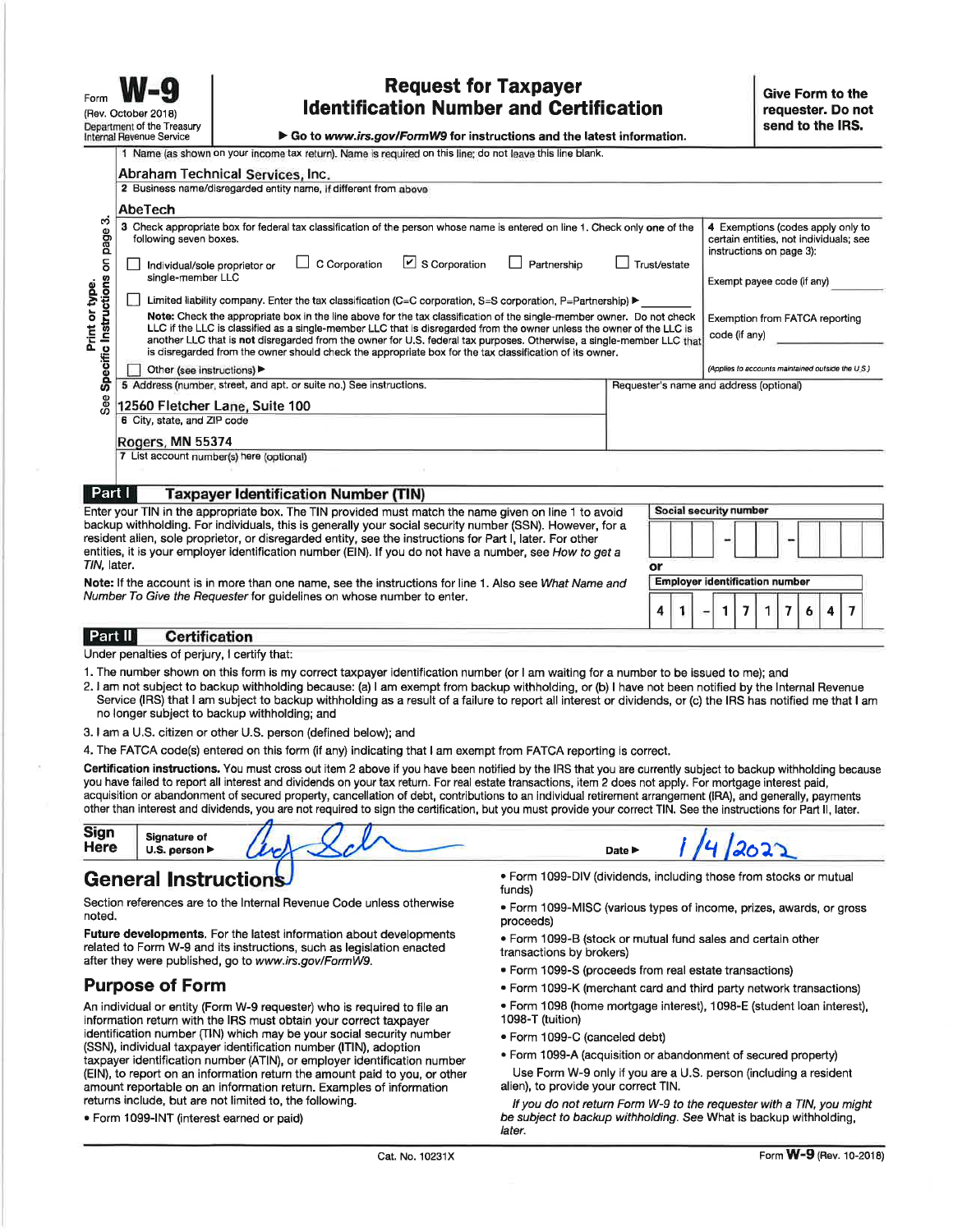Form **W-9**
(Rev. October 2018)
Department of the Treasury
Internal Revenue Service

# Request for Taxpayer Identification Number and Certification

▶ Go to *www.irs.gov/FormW9* for instructions and the latest information.

**Give Form to the requester. Do not send to the IRS.**

See Specific Instructions on page 3. Print or type.

1 Name (as shown on your income tax return). Name is required on this line; do not leave this line blank.

Abraham Technical Services, Inc.

2 Business name/disregarded entity name, if different from above

AbeTech

3 Check appropriate box for federal tax classification of the person whose name is entered on line 1. Check only **one** of the following seven boxes.

- ☐ Individual/sole proprietor or single-member LLC
- ☐ C Corporation
- ☑ S Corporation
- ☐ Partnership
- ☐ Trust/estate
- ☐ Limited liability company. Enter the tax classification (C=C corporation, S=S corporation, P=Partnership) ▶

**Note:** Check the appropriate box in the line above for the tax classification of the single-member owner. Do not check LLC if the LLC is classified as a single-member LLC that is disregarded from the owner unless the owner of the LLC is another LLC that is **not** disregarded from the owner for U.S. federal tax purposes. Otherwise, a single-member LLC that is disregarded from the owner should check the appropriate box for the tax classification of its owner.

- ☐ Other (see instructions) ▶

4 Exemptions (codes apply only to certain entities, not individuals; see instructions on page 3):

Exempt payee code (if any)

Exemption from FATCA reporting code (if any)

*(Applies to accounts maintained outside the U.S.)*

5 Address (number, street, and apt. or suite no.) See instructions.

12560 Fletcher Lane, Suite 100

6 City, state, and ZIP code

Rogers, MN 55374

Requester's name and address (optional)

7 List account number(s) here (optional)

## Part I Taxpayer Identification Number (TIN)

Enter your TIN in the appropriate box. The TIN provided must match the name given on line 1 to avoid backup withholding. For individuals, this is generally your social security number (SSN). However, for a resident alien, sole proprietor, or disregarded entity, see the instructions for Part I, later. For other entities, it is your employer identification number (EIN). If you do not have a number, see *How to get a TIN,* later.

**Note:** If the account is in more than one name, see the instructions for line 1. Also see *What Name and Number To Give the Requester* for guidelines on whose number to enter.

**Social security number**

– –

or

**Employer identification number**

41 – 1717647

## Part II Certification

Under penalties of perjury, I certify that:

1. The number shown on this form is my correct taxpayer identification number (or I am waiting for a number to be issued to me); and
2. I am not subject to backup withholding because: (a) I am exempt from backup withholding, or (b) I have not been notified by the Internal Revenue Service (IRS) that I am subject to backup withholding as a result of a failure to report all interest or dividends, or (c) the IRS has notified me that I am no longer subject to backup withholding; and
3. I am a U.S. citizen or other U.S. person (defined below); and
4. The FATCA code(s) entered on this form (if any) indicating that I am exempt from FATCA reporting is correct.

**Certification instructions.** You must cross out item 2 above if you have been notified by the IRS that you are currently subject to backup withholding because you have failed to report all interest and dividends on your tax return. For real estate transactions, item 2 does not apply. For mortgage interest paid, acquisition or abandonment of secured property, cancellation of debt, contributions to an individual retirement arrangement (IRA), and generally, payments other than interest and dividends, you are not required to sign the certification, but you must provide your correct TIN. See the instructions for Part II, later.

**Sign Here** Signature of U.S. person ▶ [signature] Date ▶ 1/4/2022

## General Instructions

Section references are to the Internal Revenue Code unless otherwise noted.

**Future developments.** For the latest information about developments related to Form W-9 and its instructions, such as legislation enacted after they were published, go to *www.irs.gov/FormW9.*

## Purpose of Form

An individual or entity (Form W-9 requester) who is required to file an information return with the IRS must obtain your correct taxpayer identification number (TIN) which may be your social security number (SSN), individual taxpayer identification number (ITIN), adoption taxpayer identification number (ATIN), or employer identification number (EIN), to report on an information return the amount paid to you, or other amount reportable on an information return. Examples of information returns include, but are not limited to, the following.

- Form 1099-INT (interest earned or paid)
- Form 1099-DIV (dividends, including those from stocks or mutual funds)
- Form 1099-MISC (various types of income, prizes, awards, or gross proceeds)
- Form 1099-B (stock or mutual fund sales and certain other transactions by brokers)
- Form 1099-S (proceeds from real estate transactions)
- Form 1099-K (merchant card and third party network transactions)
- Form 1098 (home mortgage interest), 1098-E (student loan interest), 1098-T (tuition)
- Form 1099-C (canceled debt)
- Form 1099-A (acquisition or abandonment of secured property)

Use Form W-9 only if you are a U.S. person (including a resident alien), to provide your correct TIN.

*If you do not return Form W-9 to the requester with a TIN, you might be subject to backup withholding. See* What is backup withholding, *later.*

Cat. No. 10231X

Form **W-9** (Rev. 10-2018)